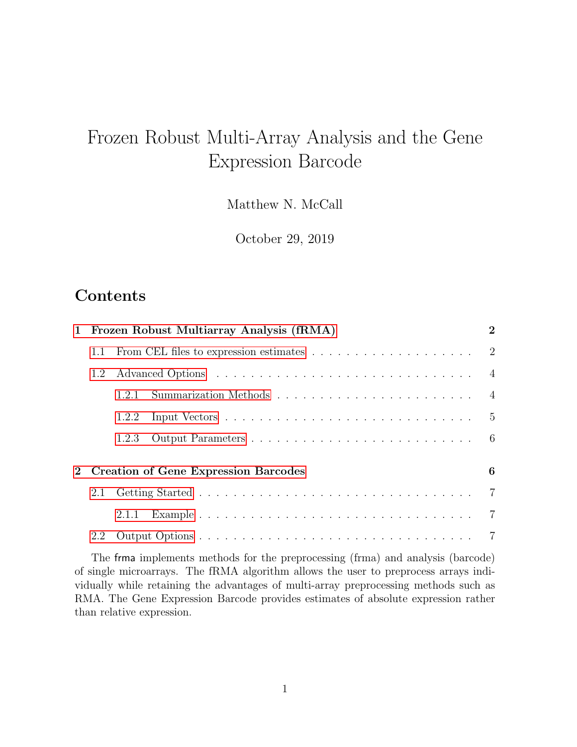# Frozen Robust Multi-Array Analysis and the Gene Expression Barcode

Matthew N. McCall

October 29, 2019

## Contents

1 Frozen Robust Multiarray Analysis (fRMA) .......... 2
  1.1 From CEL files to expression estimates .......... 2
  1.2 Advanced Options .......... 4
    1.2.1 Summarization Methods .......... 4
    1.2.2 Input Vectors .......... 5
    1.2.3 Output Parameters .......... 6

2 Creation of Gene Expression Barcodes .......... 6
  2.1 Getting Started .......... 7
    2.1.1 Example .......... 7
  2.2 Output Options .......... 7

The frma implements methods for the preprocessing (frma) and analysis (barcode) of single microarrays. The fRMA algorithm allows the user to preprocess arrays individually while retaining the advantages of multi-array preprocessing methods such as RMA. The Gene Expression Barcode provides estimates of absolute expression rather than relative expression.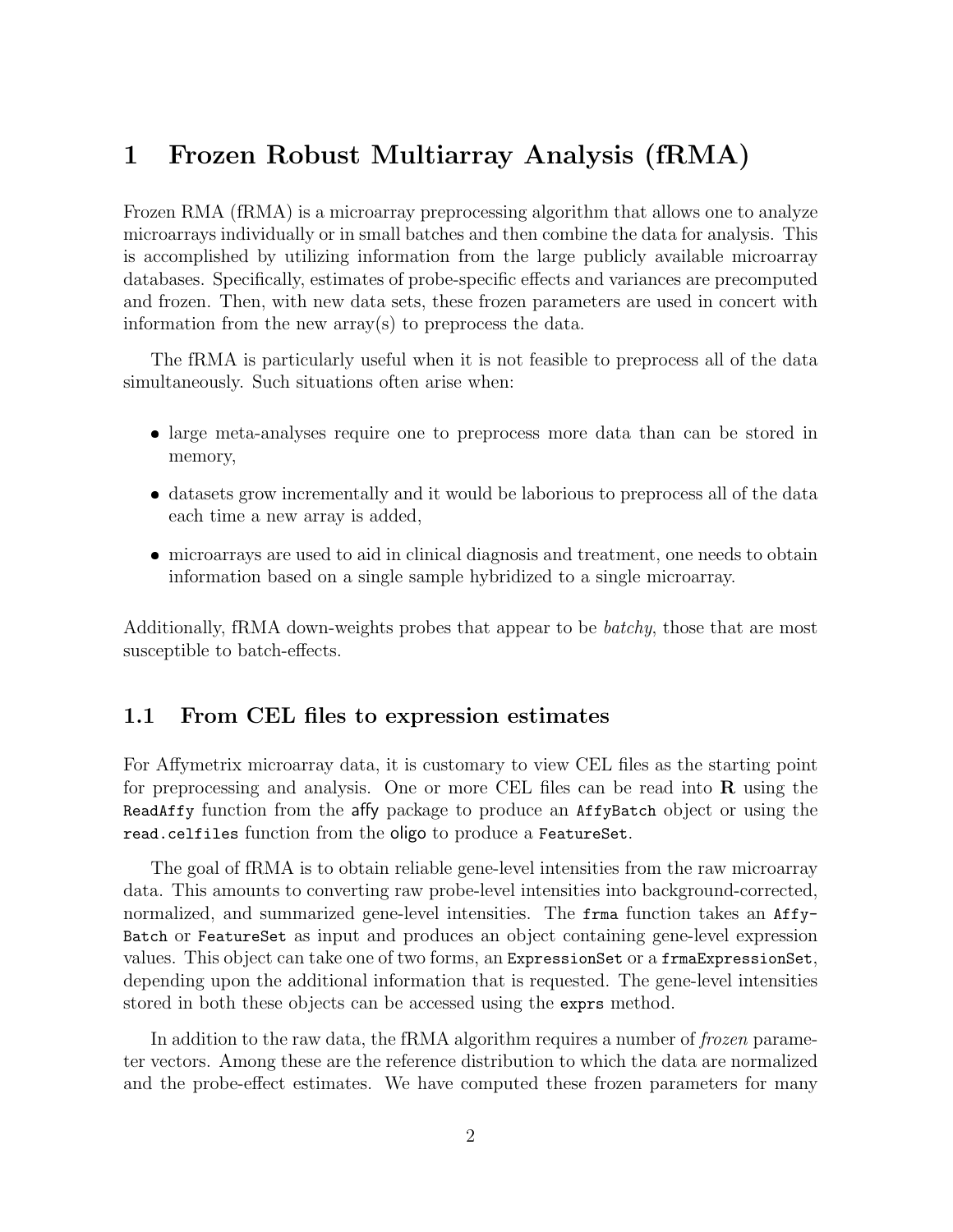# 1 Frozen Robust Multiarray Analysis (fRMA)

Frozen RMA (fRMA) is a microarray preprocessing algorithm that allows one to analyze microarrays individually or in small batches and then combine the data for analysis. This is accomplished by utilizing information from the large publicly available microarray databases. Specifically, estimates of probe-specific effects and variances are precomputed and frozen. Then, with new data sets, these frozen parameters are used in concert with information from the new array(s) to preprocess the data.

The fRMA is particularly useful when it is not feasible to preprocess all of the data simultaneously. Such situations often arise when:

- large meta-analyses require one to preprocess more data than can be stored in memory,
- datasets grow incrementally and it would be laborious to preprocess all of the data each time a new array is added,
- microarrays are used to aid in clinical diagnosis and treatment, one needs to obtain information based on a single sample hybridized to a single microarray.

Additionally, fRMA down-weights probes that appear to be *batchy*, those that are most susceptible to batch-effects.

## 1.1 From CEL files to expression estimates

For Affymetrix microarray data, it is customary to view CEL files as the starting point for preprocessing and analysis. One or more CEL files can be read into **R** using the `ReadAffy` function from the affy package to produce an `AffyBatch` object or using the `read.celfiles` function from the oligo to produce a `FeatureSet`.

The goal of fRMA is to obtain reliable gene-level intensities from the raw microarray data. This amounts to converting raw probe-level intensities into background-corrected, normalized, and summarized gene-level intensities. The `frma` function takes an `AffyBatch` or `FeatureSet` as input and produces an object containing gene-level expression values. This object can take one of two forms, an `ExpressionSet` or a `frmaExpressionSet`, depending upon the additional information that is requested. The gene-level intensities stored in both these objects can be accessed using the `exprs` method.

In addition to the raw data, the fRMA algorithm requires a number of *frozen* parameter vectors. Among these are the reference distribution to which the data are normalized and the probe-effect estimates. We have computed these frozen parameters for many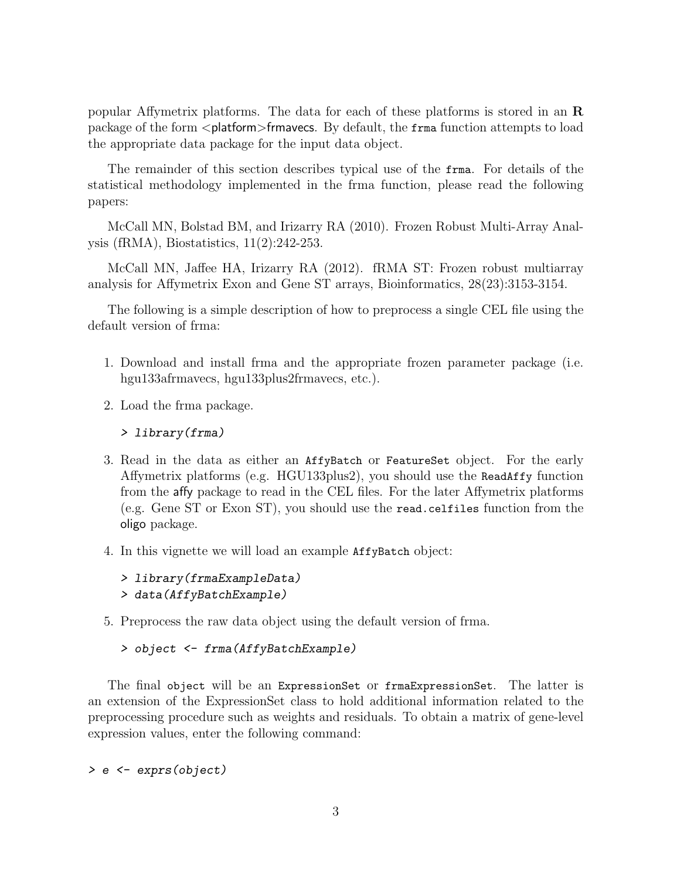popular Affymetrix platforms. The data for each of these platforms is stored in an **R** package of the form <platform>frmavecs. By default, the `frma` function attempts to load the appropriate data package for the input data object.

The remainder of this section describes typical use of the `frma`. For details of the statistical methodology implemented in the frma function, please read the following papers:

McCall MN, Bolstad BM, and Irizarry RA (2010). Frozen Robust Multi-Array Analysis (fRMA), Biostatistics, 11(2):242-253.

McCall MN, Jaffee HA, Irizarry RA (2012). fRMA ST: Frozen robust multiarray analysis for Affymetrix Exon and Gene ST arrays, Bioinformatics, 28(23):3153-3154.

The following is a simple description of how to preprocess a single CEL file using the default version of frma:

1. Download and install frma and the appropriate frozen parameter package (i.e. hgu133afrmavecs, hgu133plus2frmavecs, etc.).

2. Load the frma package.

   ```
   > library(frma)
   ```

3. Read in the data as either an `AffyBatch` or `FeatureSet` object. For the early Affymetrix platforms (e.g. HGU133plus2), you should use the `ReadAffy` function from the affy package to read in the CEL files. For the later Affymetrix platforms (e.g. Gene ST or Exon ST), you should use the `read.celfiles` function from the oligo package.

4. In this vignette we will load an example `AffyBatch` object:

   ```
   > library(frmaExampleData)
   > data(AffyBatchExample)
   ```

5. Preprocess the raw data object using the default version of frma.

   ```
   > object <- frma(AffyBatchExample)
   ```

The final `object` will be an `ExpressionSet` or `frmaExpressionSet`. The latter is an extension of the ExpressionSet class to hold additional information related to the preprocessing procedure such as weights and residuals. To obtain a matrix of gene-level expression values, enter the following command:

```
> e <- exprs(object)
```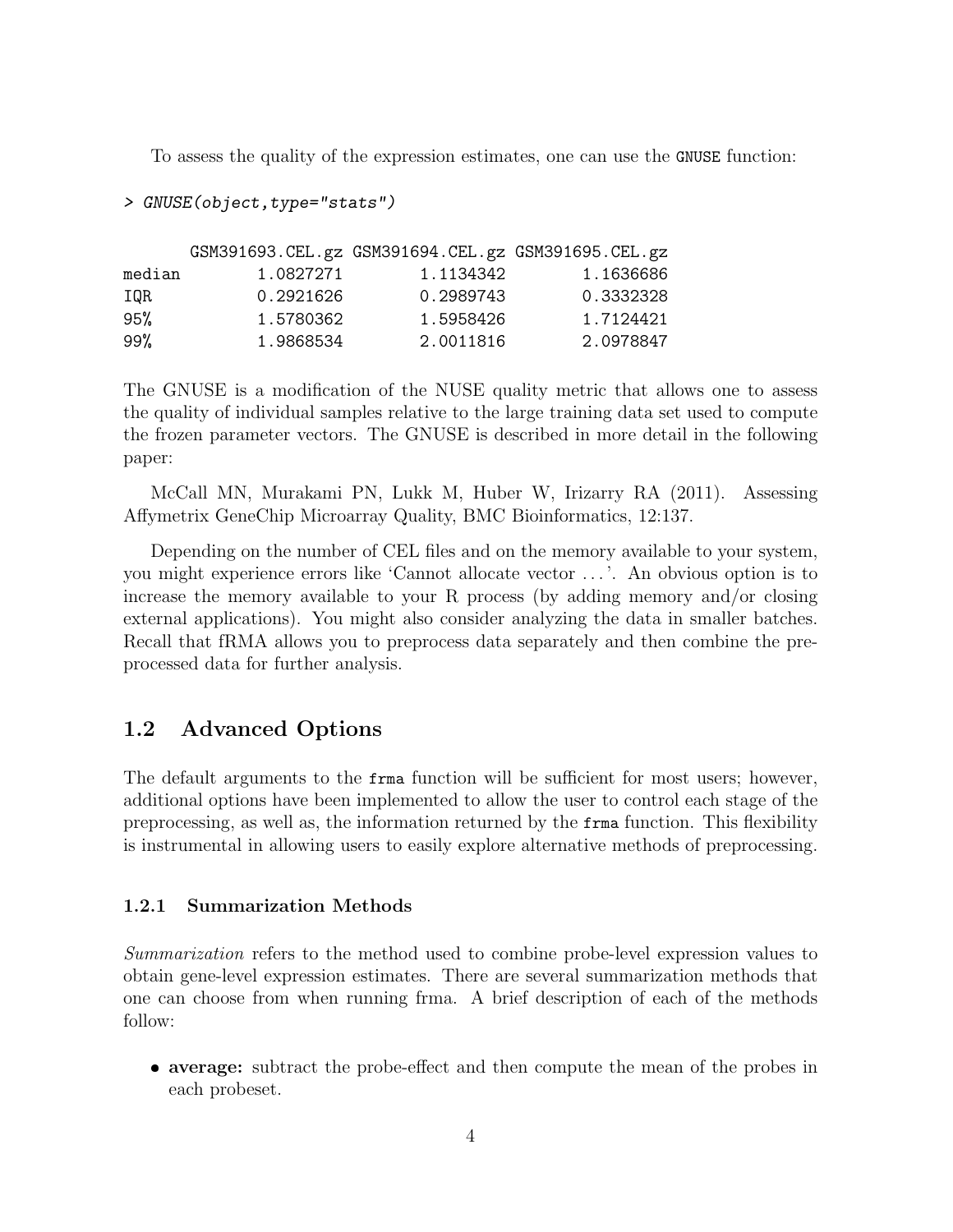To assess the quality of the expression estimates, one can use the `GNUSE` function:

```
> GNUSE(object,type="stats")

       GSM391693.CEL.gz GSM391694.CEL.gz GSM391695.CEL.gz
median        1.0827271        1.1134342        1.1636686
IQR           0.2921626        0.2989743        0.3332328
95%           1.5780362        1.5958426        1.7124421
99%           1.9868534        2.0011816        2.0978847
```

The GNUSE is a modification of the NUSE quality metric that allows one to assess the quality of individual samples relative to the large training data set used to compute the frozen parameter vectors. The GNUSE is described in more detail in the following paper:

McCall MN, Murakami PN, Lukk M, Huber W, Irizarry RA (2011). Assessing Affymetrix GeneChip Microarray Quality, BMC Bioinformatics, 12:137.

Depending on the number of CEL files and on the memory available to your system, you might experience errors like 'Cannot allocate vector . . . '. An obvious option is to increase the memory available to your R process (by adding memory and/or closing external applications). You might also consider analyzing the data in smaller batches. Recall that fRMA allows you to preprocess data separately and then combine the preprocessed data for further analysis.

## 1.2 Advanced Options

The default arguments to the `frma` function will be sufficient for most users; however, additional options have been implemented to allow the user to control each stage of the preprocessing, as well as, the information returned by the `frma` function. This flexibility is instrumental in allowing users to easily explore alternative methods of preprocessing.

### 1.2.1 Summarization Methods

*Summarization* refers to the method used to combine probe-level expression values to obtain gene-level expression estimates. There are several summarization methods that one can choose from when running frma. A brief description of each of the methods follow:

- **average:** subtract the probe-effect and then compute the mean of the probes in each probeset.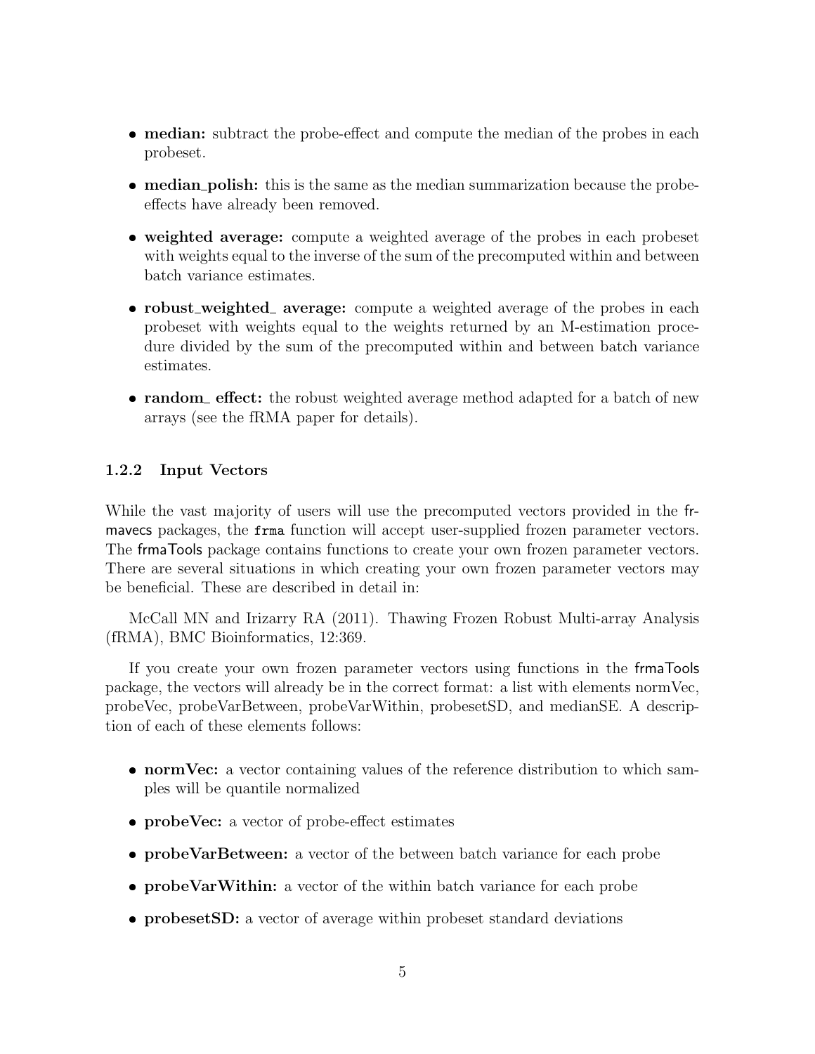- **median:** subtract the probe-effect and compute the median of the probes in each probeset.
- **median_polish:** this is the same as the median summarization because the probe-effects have already been removed.
- **weighted average:** compute a weighted average of the probes in each probeset with weights equal to the inverse of the sum of the precomputed within and between batch variance estimates.
- **robust_weighted_ average:** compute a weighted average of the probes in each probeset with weights equal to the weights returned by an M-estimation procedure divided by the sum of the precomputed within and between batch variance estimates.
- **random_ effect:** the robust weighted average method adapted for a batch of new arrays (see the fRMA paper for details).

### 1.2.2 Input Vectors

While the vast majority of users will use the precomputed vectors provided in the frmavecs packages, the `frma` function will accept user-supplied frozen parameter vectors. The frmaTools package contains functions to create your own frozen parameter vectors. There are several situations in which creating your own frozen parameter vectors may be beneficial. These are described in detail in:

McCall MN and Irizarry RA (2011). Thawing Frozen Robust Multi-array Analysis (fRMA), BMC Bioinformatics, 12:369.

If you create your own frozen parameter vectors using functions in the frmaTools package, the vectors will already be in the correct format: a list with elements normVec, probeVec, probeVarBetween, probeVarWithin, probesetSD, and medianSE. A description of each of these elements follows:

- **normVec:** a vector containing values of the reference distribution to which samples will be quantile normalized
- **probeVec:** a vector of probe-effect estimates
- **probeVarBetween:** a vector of the between batch variance for each probe
- **probeVarWithin:** a vector of the within batch variance for each probe
- **probesetSD:** a vector of average within probeset standard deviations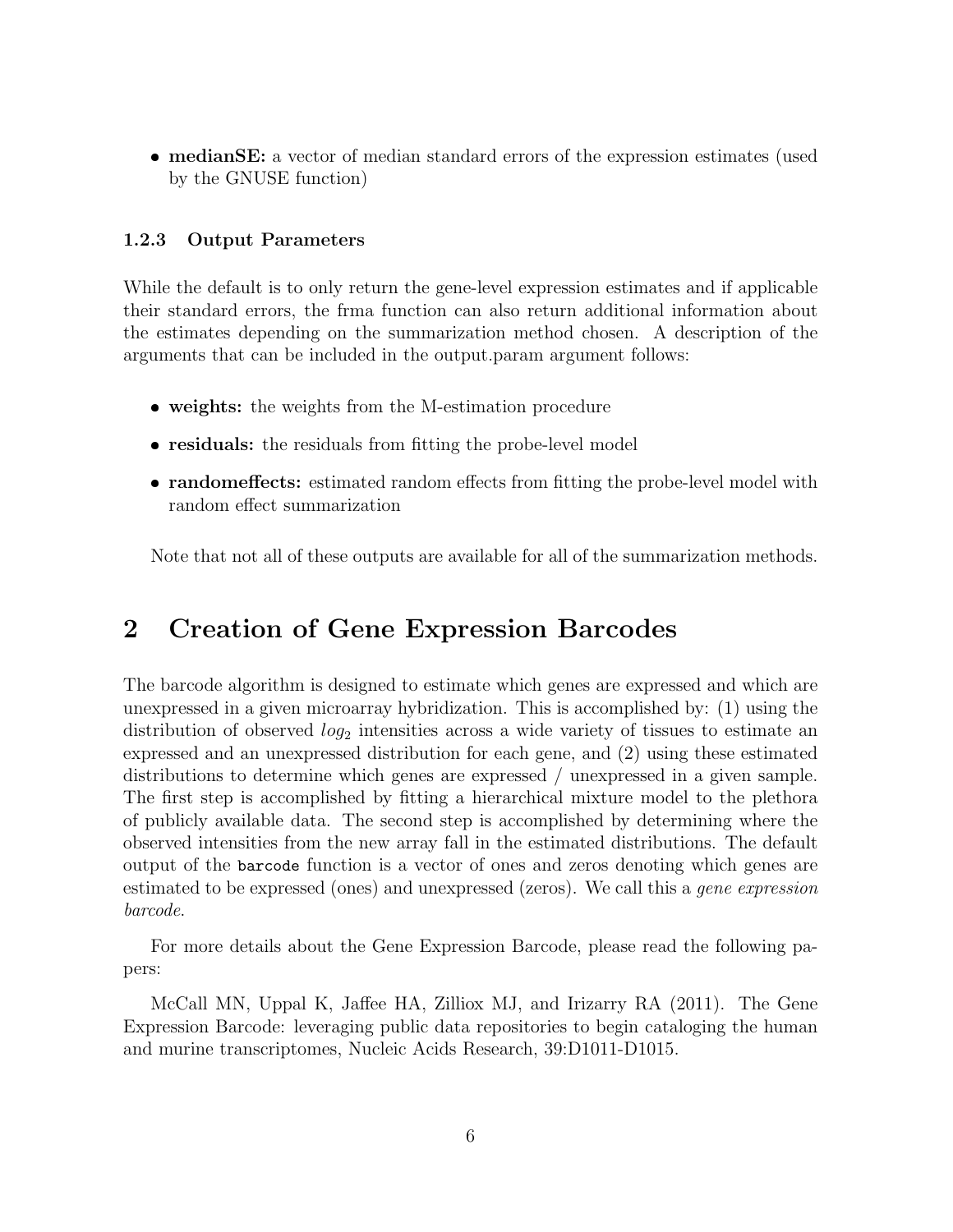- **medianSE:** a vector of median standard errors of the expression estimates (used by the GNUSE function)

### 1.2.3 Output Parameters

While the default is to only return the gene-level expression estimates and if applicable their standard errors, the frma function can also return additional information about the estimates depending on the summarization method chosen. A description of the arguments that can be included in the output.param argument follows:

- **weights:** the weights from the M-estimation procedure
- **residuals:** the residuals from fitting the probe-level model
- **randomeffects:** estimated random effects from fitting the probe-level model with random effect summarization

Note that not all of these outputs are available for all of the summarization methods.

## 2 Creation of Gene Expression Barcodes

The barcode algorithm is designed to estimate which genes are expressed and which are unexpressed in a given microarray hybridization. This is accomplished by: (1) using the distribution of observed $log_2$ intensities across a wide variety of tissues to estimate an expressed and an unexpressed distribution for each gene, and (2) using these estimated distributions to determine which genes are expressed / unexpressed in a given sample. The first step is accomplished by fitting a hierarchical mixture model to the plethora of publicly available data. The second step is accomplished by determining where the observed intensities from the new array fall in the estimated distributions. The default output of the `barcode` function is a vector of ones and zeros denoting which genes are estimated to be expressed (ones) and unexpressed (zeros). We call this a *gene expression barcode*.

For more details about the Gene Expression Barcode, please read the following papers:

McCall MN, Uppal K, Jaffee HA, Zilliox MJ, and Irizarry RA (2011). The Gene Expression Barcode: leveraging public data repositories to begin cataloging the human and murine transcriptomes, Nucleic Acids Research, 39:D1011-D1015.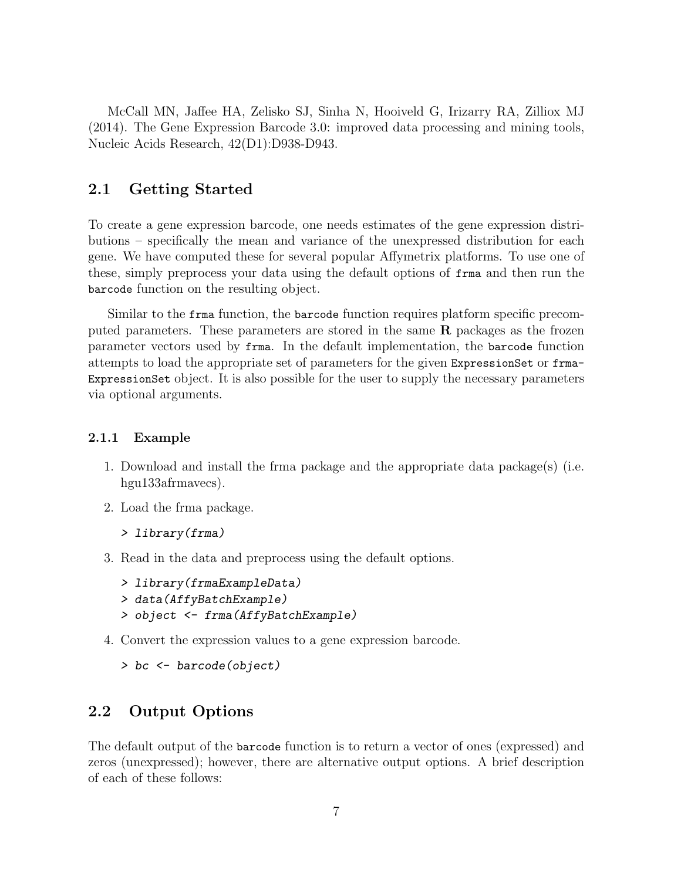McCall MN, Jaffee HA, Zelisko SJ, Sinha N, Hooiveld G, Irizarry RA, Zilliox MJ (2014). The Gene Expression Barcode 3.0: improved data processing and mining tools, Nucleic Acids Research, 42(D1):D938-D943.

## 2.1 Getting Started

To create a gene expression barcode, one needs estimates of the gene expression distributions – specifically the mean and variance of the unexpressed distribution for each gene. We have computed these for several popular Affymetrix platforms. To use one of these, simply preprocess your data using the default options of `frma` and then run the `barcode` function on the resulting object.

Similar to the `frma` function, the `barcode` function requires platform specific precomputed parameters. These parameters are stored in the same **R** packages as the frozen parameter vectors used by `frma`. In the default implementation, the `barcode` function attempts to load the appropriate set of parameters for the given `ExpressionSet` or `frmaExpressionSet` object. It is also possible for the user to supply the necessary parameters via optional arguments.

### 2.1.1 Example

1. Download and install the frma package and the appropriate data package(s) (i.e. hgu133afrmavecs).

2. Load the frma package.

```
> library(frma)
```

3. Read in the data and preprocess using the default options.

```
> library(frmaExampleData)
> data(AffyBatchExample)
> object <- frma(AffyBatchExample)
```

4. Convert the expression values to a gene expression barcode.

```
> bc <- barcode(object)
```

## 2.2 Output Options

The default output of the `barcode` function is to return a vector of ones (expressed) and zeros (unexpressed); however, there are alternative output options. A brief description of each of these follows: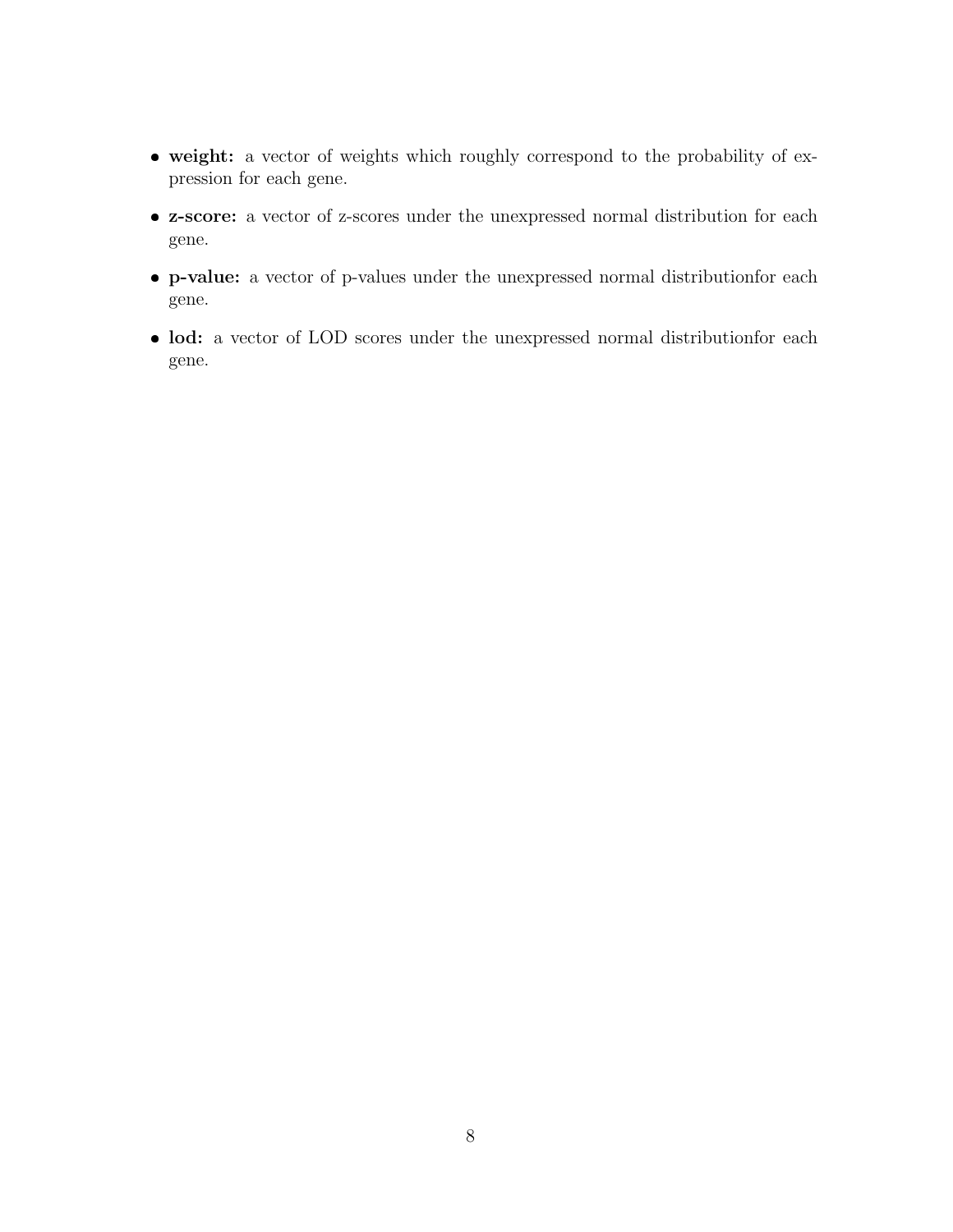- **weight:** a vector of weights which roughly correspond to the probability of expression for each gene.
- **z-score:** a vector of z-scores under the unexpressed normal distribution for each gene.
- **p-value:** a vector of p-values under the unexpressed normal distributionfor each gene.
- **lod:** a vector of LOD scores under the unexpressed normal distributionfor each gene.